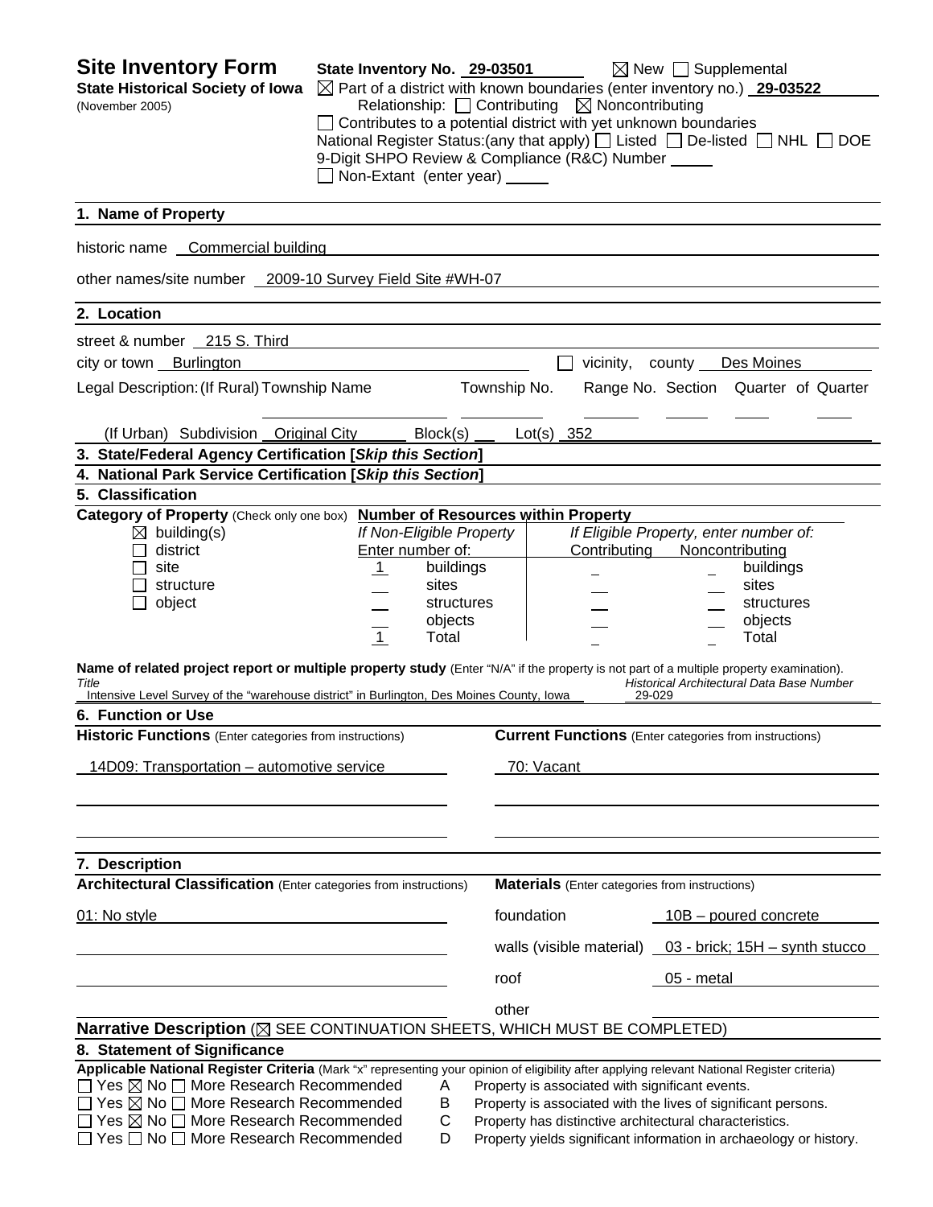# Site Inventory Form

**State Historical Society of Iowa**
(November 2005)

**State Inventory No.** 29-03501 ☒ New ☐ Supplemental

☒ Part of a district with known boundaries (enter inventory no.) **29-03522**

Relationship: ☐ Contributing ☒ Noncontributing

☐ Contributes to a potential district with yet unknown boundaries

National Register Status:(any that apply) ☐ Listed ☐ De-listed ☐ NHL ☐ DOE

9-Digit SHPO Review & Compliance (R&C) Number ____

☐ Non-Extant (enter year) ____

## 1. Name of Property

historic name Commercial building

other names/site number 2009-10 Survey Field Site #WH-07

## 2. Location

street & number 215 S. Third

city or town Burlington ☐ vicinity, county Des Moines

Legal Description: (If Rural) Township Name ____ Township No. ____ Range No. ____ Section ____ Quarter of Quarter ____

(If Urban) Subdivision Original City Block(s) ____ Lot(s) 352

## 3. State/Federal Agency Certification [*Skip this Section*]

## 4. National Park Service Certification [*Skip this Section*]

## 5. Classification

**Category of Property** (Check only one box)

☒ building(s)
☐ district
☐ site
☐ structure
☐ object

**Number of Resources within Property**

| *If Non-Eligible Property* Enter number of: | | *If Eligible Property, enter number of:* Contributing | Noncontributing | |
|---|---|---|---|---|
| 1 | buildings | | | buildings |
| | sites | | | sites |
| | structures | | | structures |
| | objects | | | objects |
| 1 | Total | | | Total |

**Name of related project report or multiple property study** (Enter "N/A" if the property is not part of a multiple property examination).

| *Title* | *Historical Architectural Data Base Number* |
|---|---|
| Intensive Level Survey of the "warehouse district" in Burlington, Des Moines County, Iowa | 29-029 |

## 6. Function or Use

| **Historic Functions** (Enter categories from instructions) | **Current Functions** (Enter categories from instructions) |
|---|---|
| 14D09: Transportation – automotive service | 70: Vacant |

## 7. Description

**Architectural Classification** (Enter categories from instructions)

01: No style

**Materials** (Enter categories from instructions)

| | |
|---|---|
| foundation | 10B – poured concrete |
| walls (visible material) | 03 - brick; 15H – synth stucco |
| roof | 05 - metal |
| other | |

**Narrative Description** (☒ SEE CONTINUATION SHEETS, WHICH MUST BE COMPLETED)

## 8. Statement of Significance

**Applicable National Register Criteria** (Mark "x" representing your opinion of eligibility after applying relevant National Register criteria)

☐ Yes ☒ No ☐ More Research Recommended A Property is associated with significant events.
☐ Yes ☒ No ☐ More Research Recommended B Property is associated with the lives of significant persons.
☐ Yes ☒ No ☐ More Research Recommended C Property has distinctive architectural characteristics.
☐ Yes ☐ No ☐ More Research Recommended D Property yields significant information in archaeology or history.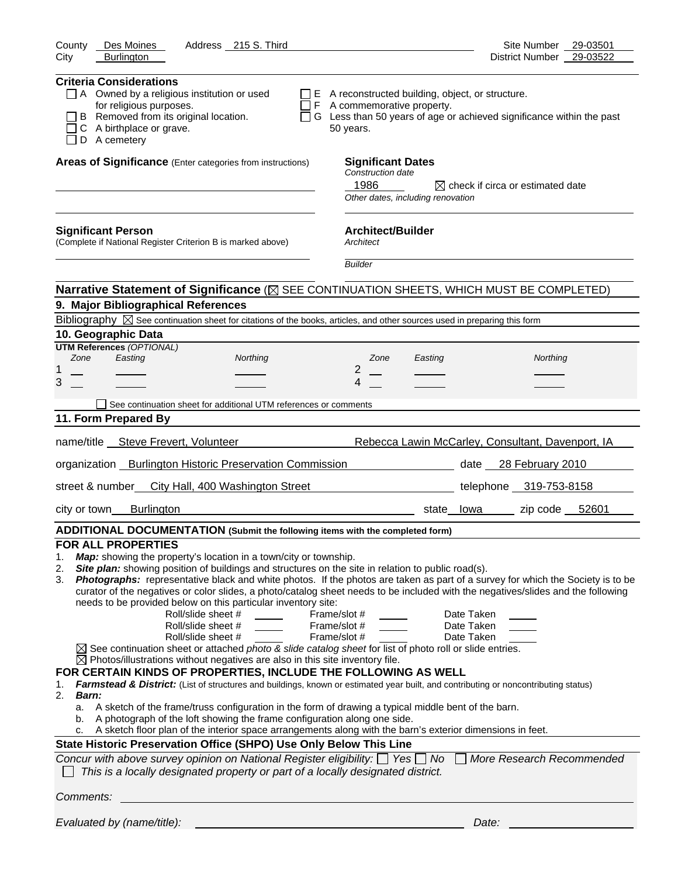County Des Moines Address 215 S. Third Site Number 29-03501
City Burlington District Number 29-03522

**Criteria Considerations**

- ☐ A Owned by a religious institution or used for religious purposes.
- ☐ B Removed from its original location.
- ☐ C A birthplace or grave.
- ☐ D A cemetery
- ☐ E A reconstructed building, object, or structure.
- ☐ F A commemorative property.
- ☐ G Less than 50 years of age or achieved significance within the past 50 years.

**Areas of Significance** (Enter categories from instructions)

**Significant Dates**
*Construction date*
1986 ☒ check if circa or estimated date
*Other dates, including renovation*

**Significant Person**
(Complete if National Register Criterion B is marked above)

**Architect/Builder**
*Architect*

*Builder*

**Narrative Statement of Significance** (☒ SEE CONTINUATION SHEETS, WHICH MUST BE COMPLETED)

## 9. Major Bibliographical References

Bibliography ☒ See continuation sheet for citations of the books, articles, and other sources used in preparing this form

## 10. Geographic Data

**UTM References** *(OPTIONAL)*

| | Zone | Easting | Northing | | Zone | Easting | Northing |
|---|---|---|---|---|---|---|---|
| 1 | | | | 2 | | | |
| 3 | | | | 4 | | | |

☐ See continuation sheet for additional UTM references or comments

## 11. Form Prepared By

name/title Steve Frevert, Volunteer Rebecca Lawin McCarley, Consultant, Davenport, IA

organization Burlington Historic Preservation Commission date 28 February 2010

street & number City Hall, 400 Washington Street telephone 319-753-8158

city or town Burlington state Iowa zip code 52601

**ADDITIONAL DOCUMENTATION (Submit the following items with the completed form)**

**FOR ALL PROPERTIES**

1. ***Map:*** showing the property's location in a town/city or township.
2. ***Site plan:*** showing position of buildings and structures on the site in relation to public road(s).
3. ***Photographs:*** representative black and white photos. If the photos are taken as part of a survey for which the Society is to be curator of the negatives or color slides, a photo/catalog sheet needs to be included with the negatives/slides and the following needs to be provided below on this particular inventory site:

Roll/slide sheet # ____ Frame/slot # ____ Date Taken ____
Roll/slide sheet # ____ Frame/slot # ____ Date Taken ____
Roll/slide sheet # ____ Frame/slot # ____ Date Taken ____

☒ See continuation sheet or attached *photo & slide catalog sheet* for list of photo roll or slide entries.
☒ Photos/illustrations without negatives are also in this site inventory file.

**FOR CERTAIN KINDS OF PROPERTIES, INCLUDE THE FOLLOWING AS WELL**

1. ***Farmstead & District:*** (List of structures and buildings, known or estimated year built, and contributing or noncontributing status)
2. ***Barn:***
   a. A sketch of the frame/truss configuration in the form of drawing a typical middle bent of the barn.
   b. A photograph of the loft showing the frame configuration along one side.
   c. A sketch floor plan of the interior space arrangements along with the barn's exterior dimensions in feet.

**State Historic Preservation Office (SHPO) Use Only Below This Line**

*Concur with above survey opinion on National Register eligibility:* ☐ *Yes* ☐ *No* ☐ *More Research Recommended*
☐ *This is a locally designated property or part of a locally designated district.*

*Comments:*

*Evaluated by (name/title):* *Date:*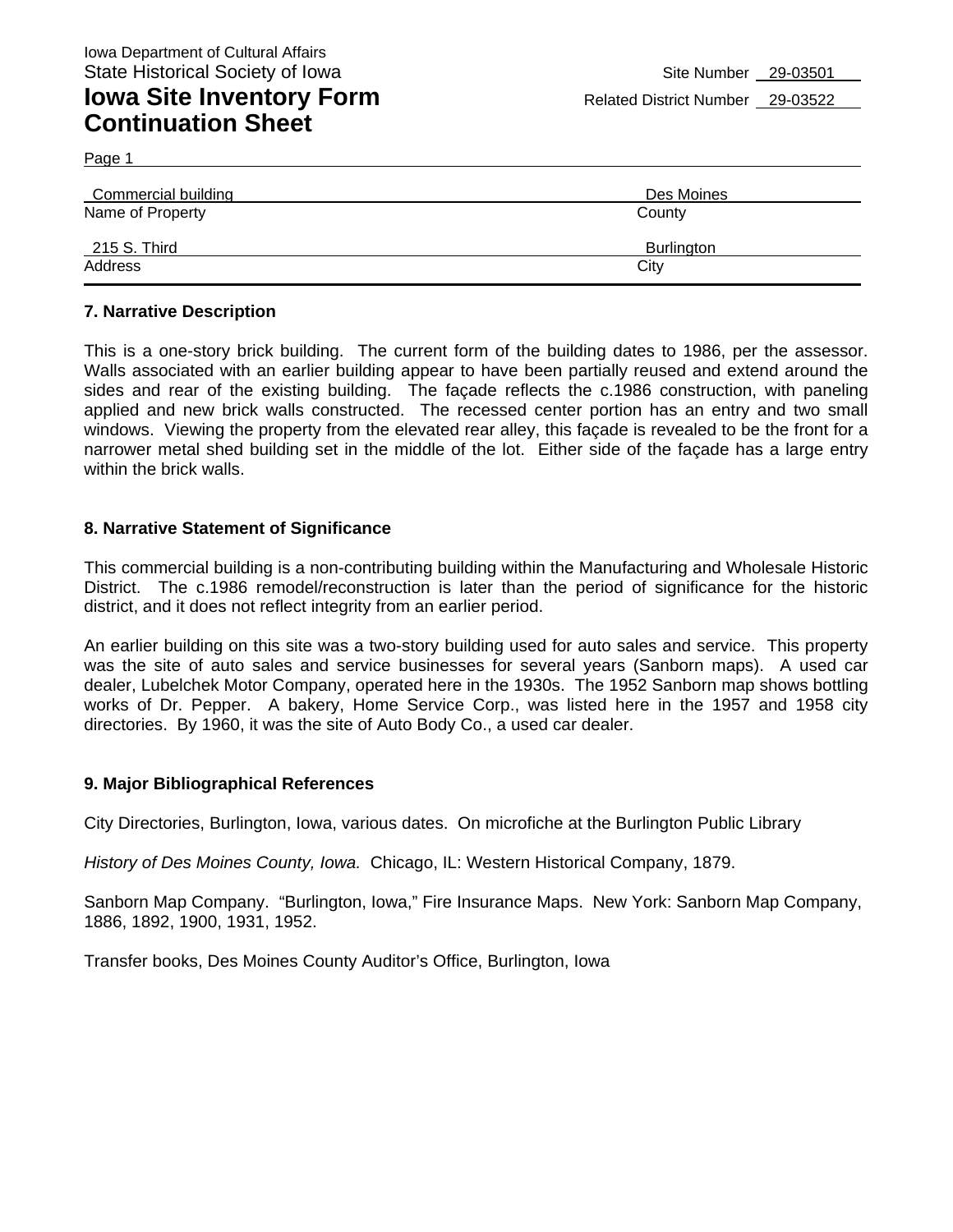Iowa Department of Cultural Affairs
State Historical Society of Iowa

Site Number 29-03501

# Iowa Site Inventory Form Continuation Sheet

Related District Number 29-03522

Page 1

| | |
|---|---|
| Commercial building | Des Moines |
| Name of Property | County |
| 215 S. Third | Burlington |
| Address | City |

## 7. Narrative Description

This is a one-story brick building. The current form of the building dates to 1986, per the assessor. Walls associated with an earlier building appear to have been partially reused and extend around the sides and rear of the existing building. The façade reflects the c.1986 construction, with paneling applied and new brick walls constructed. The recessed center portion has an entry and two small windows. Viewing the property from the elevated rear alley, this façade is revealed to be the front for a narrower metal shed building set in the middle of the lot. Either side of the façade has a large entry within the brick walls.

## 8. Narrative Statement of Significance

This commercial building is a non-contributing building within the Manufacturing and Wholesale Historic District. The c.1986 remodel/reconstruction is later than the period of significance for the historic district, and it does not reflect integrity from an earlier period.

An earlier building on this site was a two-story building used for auto sales and service. This property was the site of auto sales and service businesses for several years (Sanborn maps). A used car dealer, Lubelchek Motor Company, operated here in the 1930s. The 1952 Sanborn map shows bottling works of Dr. Pepper. A bakery, Home Service Corp., was listed here in the 1957 and 1958 city directories. By 1960, it was the site of Auto Body Co., a used car dealer.

## 9. Major Bibliographical References

City Directories, Burlington, Iowa, various dates. On microfiche at the Burlington Public Library

*History of Des Moines County, Iowa.* Chicago, IL: Western Historical Company, 1879.

Sanborn Map Company. "Burlington, Iowa," Fire Insurance Maps. New York: Sanborn Map Company, 1886, 1892, 1900, 1931, 1952.

Transfer books, Des Moines County Auditor's Office, Burlington, Iowa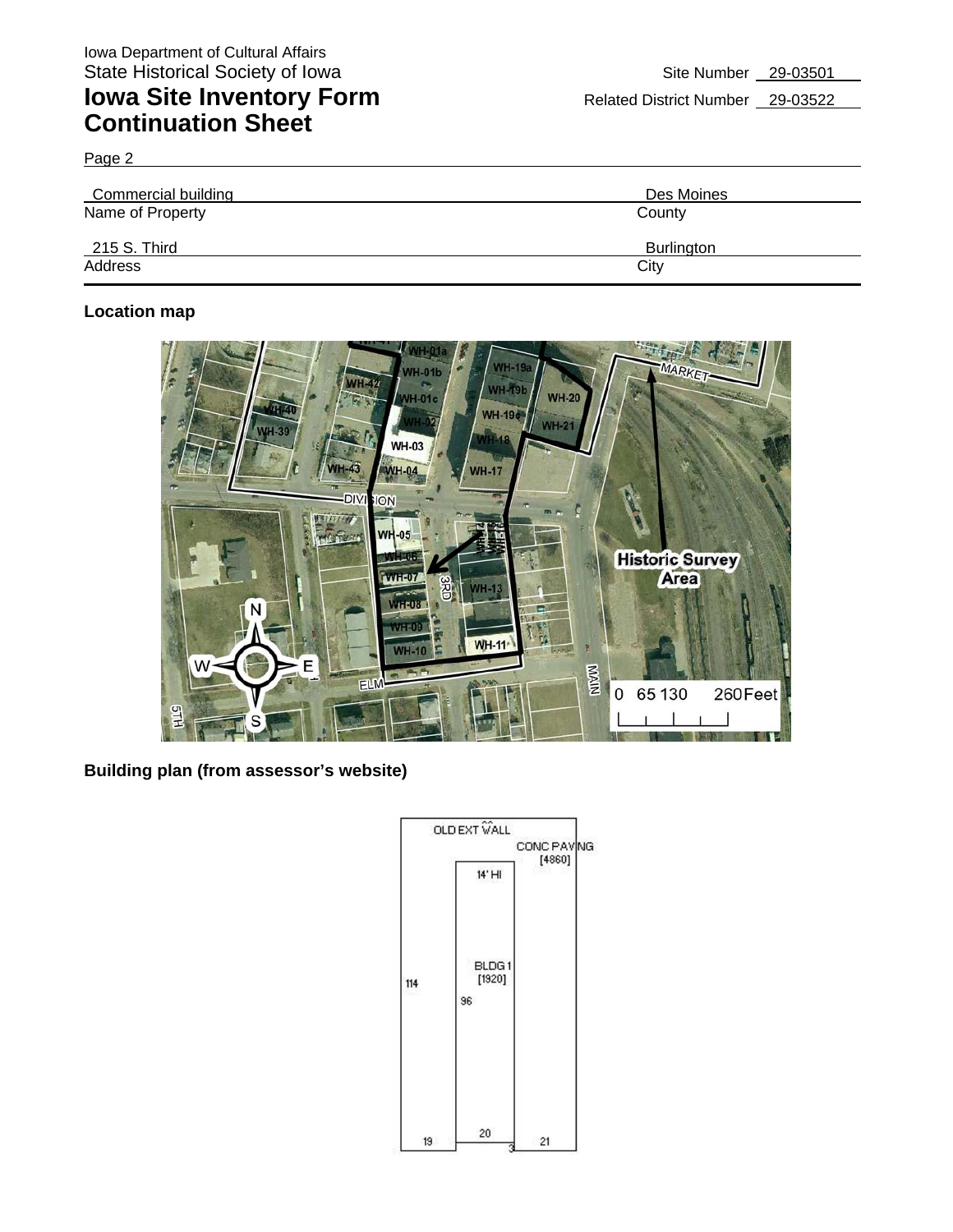Iowa Department of Cultural Affairs
State Historical Society of Iowa

# Iowa Site Inventory Form Continuation Sheet

Site Number 29-03501

Related District Number 29-03522

Page 2

| Commercial building | Des Moines |
|---|---|
| Name of Property | County |
| 215 S. Third | Burlington |
| Address | City |

**Location map**

**Building plan (from assessor's website)**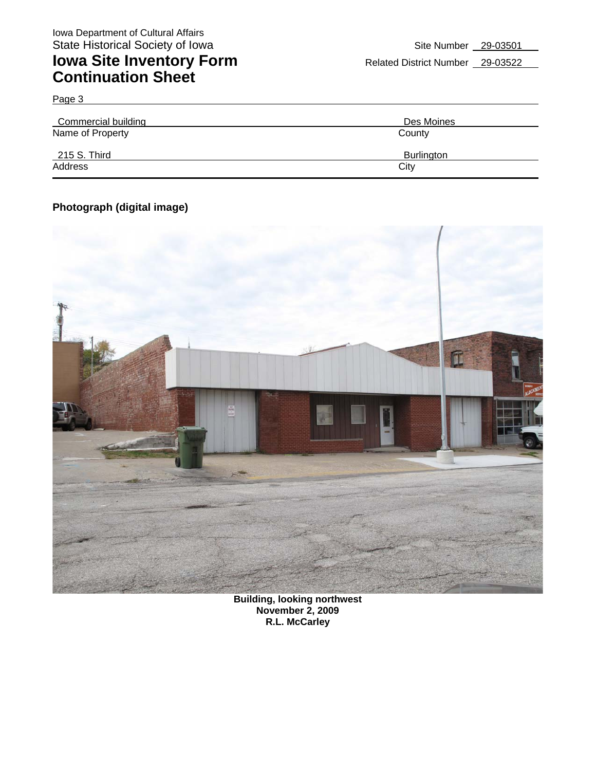Iowa Department of Cultural Affairs
State Historical Society of Iowa

# Iowa Site Inventory Form
## Continuation Sheet

Site Number 29-03501
Related District Number 29-03522

Page 3

| | |
|---|---|
| Commercial building | Des Moines |
| Name of Property | County |
| 215 S. Third | Burlington |
| Address | City |

**Photograph (digital image)**

**Building, looking northwest**
**November 2, 2009**
**R.L. McCarley**